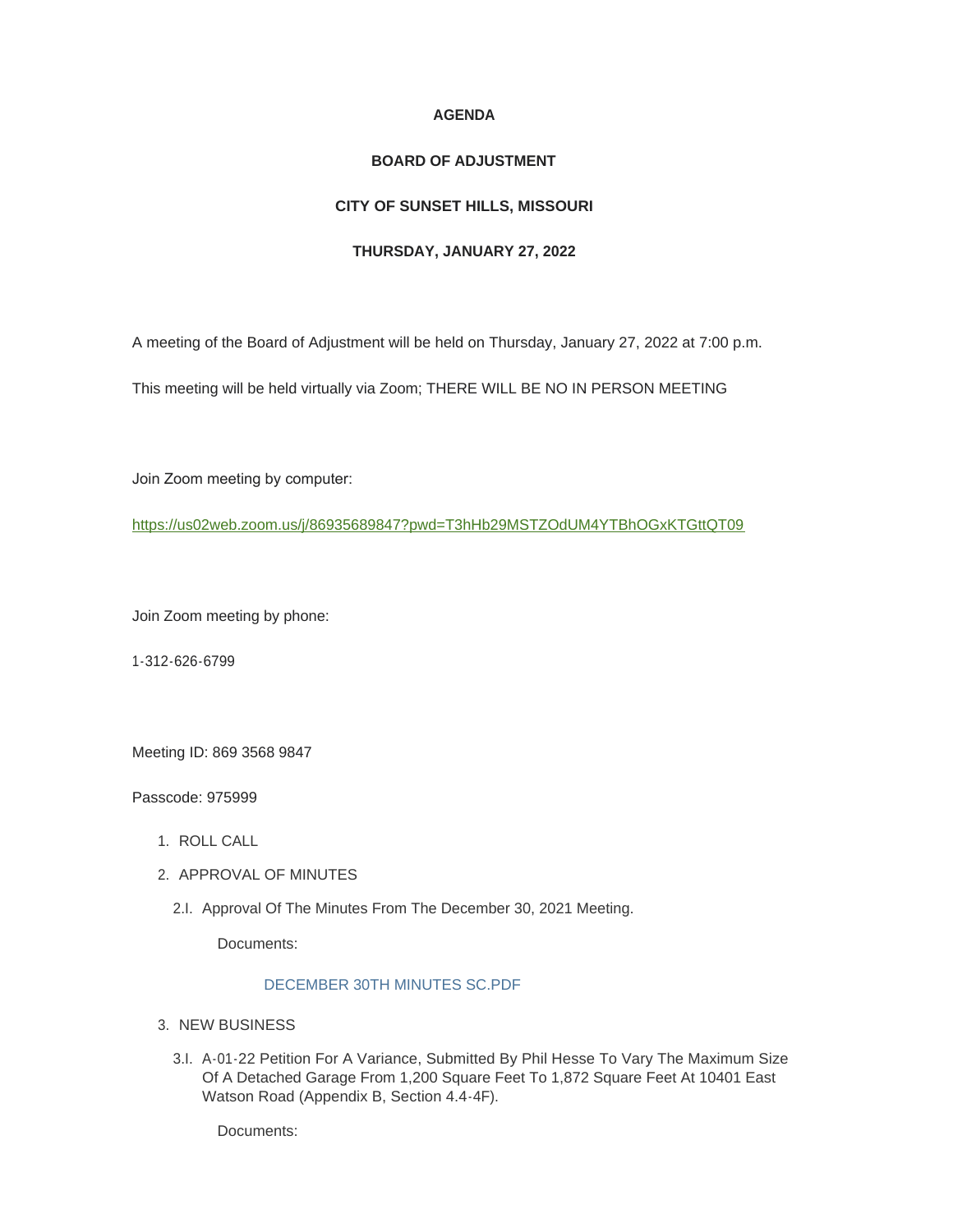**AGENDA**

**BOARD OF ADJUSTMENT**

**CITY OF SUNSET HILLS, MISSOURI**

**THURSDAY, JANUARY 27, 2022**

A meeting of the Board of Adjustment will be held on Thursday, January 27, 2022 at 7:00 p.m.

This meeting will be held virtually via Zoom; THERE WILL BE NO IN PERSON MEETING

Join Zoom meeting by computer:

https://us02web.zoom.us/j/86935689847?pwd=T3hHb29MSTZOdUM4YTBhOGxKTGttQT09

Join Zoom meeting by phone:

1-312-626-6799

Meeting ID: 869 3568 9847

Passcode: 975999

1. ROLL CALL
2. APPROVAL OF MINUTES
   - 2.I. Approval Of The Minutes From The December 30, 2021 Meeting.

     Documents:

     DECEMBER 30TH MINUTES SC.PDF
3. NEW BUSINESS
   - 3.I. A-01-22 Petition For A Variance, Submitted By Phil Hesse To Vary The Maximum Size Of A Detached Garage From 1,200 Square Feet To 1,872 Square Feet At 10401 East Watson Road (Appendix B, Section 4.4-4F).

     Documents: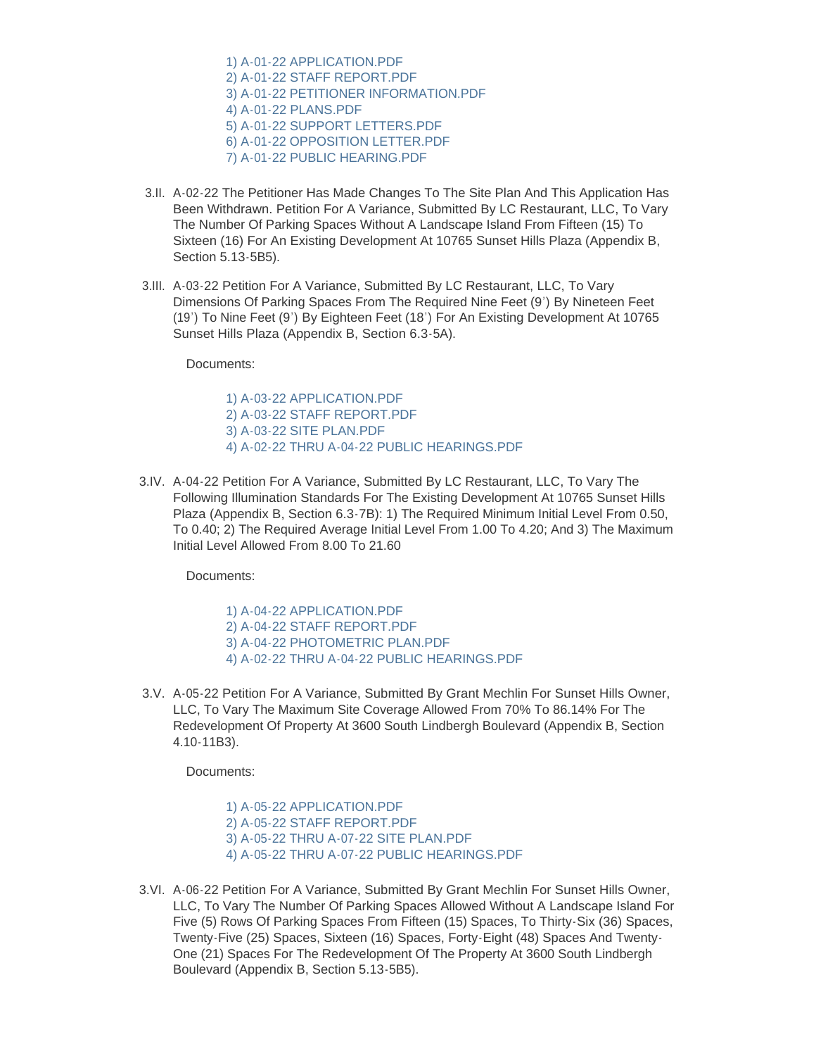1) A-01-22 APPLICATION.PDF
2) A-01-22 STAFF REPORT.PDF
3) A-01-22 PETITIONER INFORMATION.PDF
4) A-01-22 PLANS.PDF
5) A-01-22 SUPPORT LETTERS.PDF
6) A-01-22 OPPOSITION LETTER.PDF
7) A-01-22 PUBLIC HEARING.PDF

3.II. A-02-22 The Petitioner Has Made Changes To The Site Plan And This Application Has Been Withdrawn. Petition For A Variance, Submitted By LC Restaurant, LLC, To Vary The Number Of Parking Spaces Without A Landscape Island From Fifteen (15) To Sixteen (16) For An Existing Development At 10765 Sunset Hills Plaza (Appendix B, Section 5.13-5B5).

3.III. A-03-22 Petition For A Variance, Submitted By LC Restaurant, LLC, To Vary Dimensions Of Parking Spaces From The Required Nine Feet (9') By Nineteen Feet (19') To Nine Feet (9') By Eighteen Feet (18') For An Existing Development At 10765 Sunset Hills Plaza (Appendix B, Section 6.3-5A).

Documents:

1) A-03-22 APPLICATION.PDF
2) A-03-22 STAFF REPORT.PDF
3) A-03-22 SITE PLAN.PDF
4) A-02-22 THRU A-04-22 PUBLIC HEARINGS.PDF

3.IV. A-04-22 Petition For A Variance, Submitted By LC Restaurant, LLC, To Vary The Following Illumination Standards For The Existing Development At 10765 Sunset Hills Plaza (Appendix B, Section 6.3-7B): 1) The Required Minimum Initial Level From 0.50, To 0.40; 2) The Required Average Initial Level From 1.00 To 4.20; And 3) The Maximum Initial Level Allowed From 8.00 To 21.60

Documents:

1) A-04-22 APPLICATION.PDF
2) A-04-22 STAFF REPORT.PDF
3) A-04-22 PHOTOMETRIC PLAN.PDF
4) A-02-22 THRU A-04-22 PUBLIC HEARINGS.PDF

3.V. A-05-22 Petition For A Variance, Submitted By Grant Mechlin For Sunset Hills Owner, LLC, To Vary The Maximum Site Coverage Allowed From 70% To 86.14% For The Redevelopment Of Property At 3600 South Lindbergh Boulevard (Appendix B, Section 4.10-11B3).

Documents:

1) A-05-22 APPLICATION.PDF
2) A-05-22 STAFF REPORT.PDF
3) A-05-22 THRU A-07-22 SITE PLAN.PDF
4) A-05-22 THRU A-07-22 PUBLIC HEARINGS.PDF

3.VI. A-06-22 Petition For A Variance, Submitted By Grant Mechlin For Sunset Hills Owner, LLC, To Vary The Number Of Parking Spaces Allowed Without A Landscape Island For Five (5) Rows Of Parking Spaces From Fifteen (15) Spaces, To Thirty-Six (36) Spaces, Twenty-Five (25) Spaces, Sixteen (16) Spaces, Forty-Eight (48) Spaces And Twenty-One (21) Spaces For The Redevelopment Of The Property At 3600 South Lindbergh Boulevard (Appendix B, Section 5.13-5B5).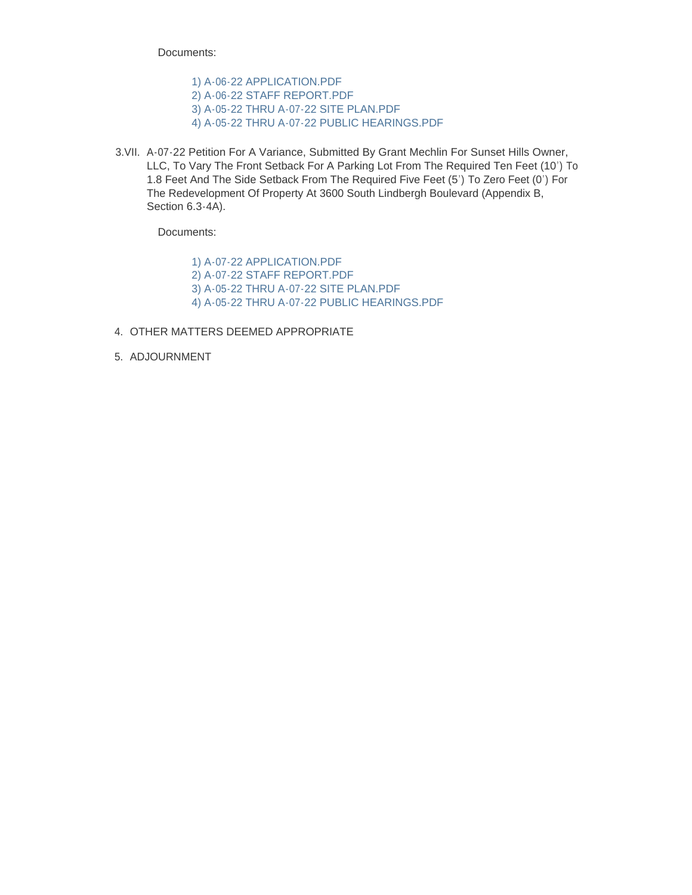Documents:

1) A-06-22 APPLICATION.PDF
2) A-06-22 STAFF REPORT.PDF
3) A-05-22 THRU A-07-22 SITE PLAN.PDF
4) A-05-22 THRU A-07-22 PUBLIC HEARINGS.PDF

3.VII. A-07-22 Petition For A Variance, Submitted By Grant Mechlin For Sunset Hills Owner, LLC, To Vary The Front Setback For A Parking Lot From The Required Ten Feet (10') To 1.8 Feet And The Side Setback From The Required Five Feet (5') To Zero Feet (0') For The Redevelopment Of Property At 3600 South Lindbergh Boulevard (Appendix B, Section 6.3-4A).

Documents:

1) A-07-22 APPLICATION.PDF
2) A-07-22 STAFF REPORT.PDF
3) A-05-22 THRU A-07-22 SITE PLAN.PDF
4) A-05-22 THRU A-07-22 PUBLIC HEARINGS.PDF

4. OTHER MATTERS DEEMED APPROPRIATE

5. ADJOURNMENT